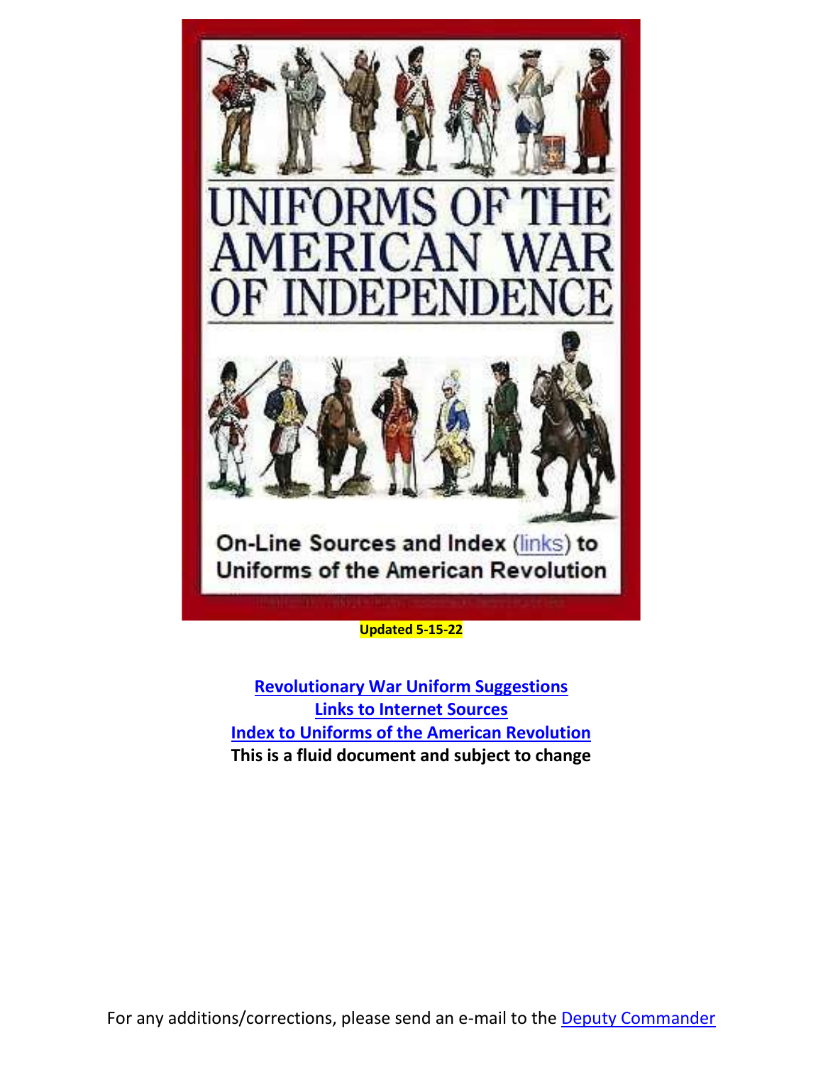# UNIFORMS OF THE AMERICAN WAR OF INDEPENDENCE

On-Line Sources and Index (links) to Uniforms of the American Revolution

**Updated 5-15-22**

**Revolutionary War Uniform Suggestions**
**Links to Internet Sources**
**Index to Uniforms of the American Revolution**
**This is a fluid document and subject to change**

For any additions/corrections, please send an e-mail to the Deputy Commander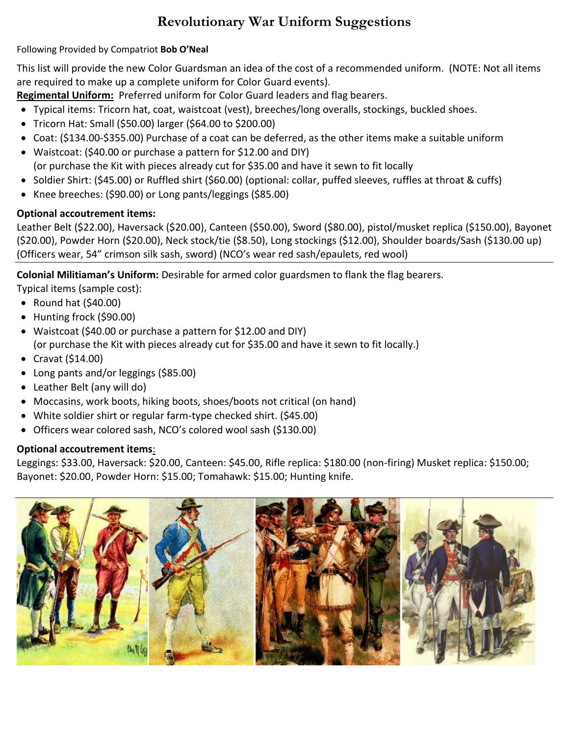# Revolutionary War Uniform Suggestions

Following Provided by Compatriot **Bob O'Neal**

This list will provide the new Color Guardsman an idea of the cost of a recommended uniform. (NOTE: Not all items are required to make up a complete uniform for Color Guard events).

**Regimental Uniform:** Preferred uniform for Color Guard leaders and flag bearers.

- Typical items: Tricorn hat, coat, waistcoat (vest), breeches/long overalls, stockings, buckled shoes.
- Tricorn Hat: Small ($50.00) larger ($64.00 to $200.00)
- Coat: ($134.00-$355.00) Purchase of a coat can be deferred, as the other items make a suitable uniform
- Waistcoat: ($40.00 or purchase a pattern for $12.00 and DIY)
  (or purchase the Kit with pieces already cut for $35.00 and have it sewn to fit locally
- Soldier Shirt: ($45.00) or Ruffled shirt ($60.00) (optional: collar, puffed sleeves, ruffles at throat & cuffs)
- Knee breeches: ($90.00) or Long pants/leggings ($85.00)

**Optional accoutrement items:**

Leather Belt ($22.00), Haversack ($20.00), Canteen ($50.00), Sword ($80.00), pistol/musket replica ($150.00), Bayonet ($20.00), Powder Horn ($20.00), Neck stock/tie ($8.50), Long stockings ($12.00), Shoulder boards/Sash ($130.00 up) (Officers wear, 54" crimson silk sash, sword) (NCO's wear red sash/epaulets, red wool)

---

**Colonial Militiaman's Uniform:** Desirable for armed color guardsmen to flank the flag bearers.

Typical items (sample cost):

- Round hat ($40.00)
- Hunting frock ($90.00)
- Waistcoat ($40.00 or purchase a pattern for $12.00 and DIY)
  (or purchase the Kit with pieces already cut for $35.00 and have it sewn to fit locally.)
- Cravat ($14.00)
- Long pants and/or leggings ($85.00)
- Leather Belt (any will do)
- Moccasins, work boots, hiking boots, shoes/boots not critical (on hand)
- White soldier shirt or regular farm-type checked shirt. ($45.00)
- Officers wear colored sash, NCO's colored wool sash ($130.00)

**Optional accoutrement items**:

Leggings: $33.00, Haversack: $20.00, Canteen: $45.00, Rifle replica: $180.00 (non-firing) Musket replica: $150.00; Bayonet: $20.00, Powder Horn: $15.00; Tomahawk: $15.00; Hunting knife.

---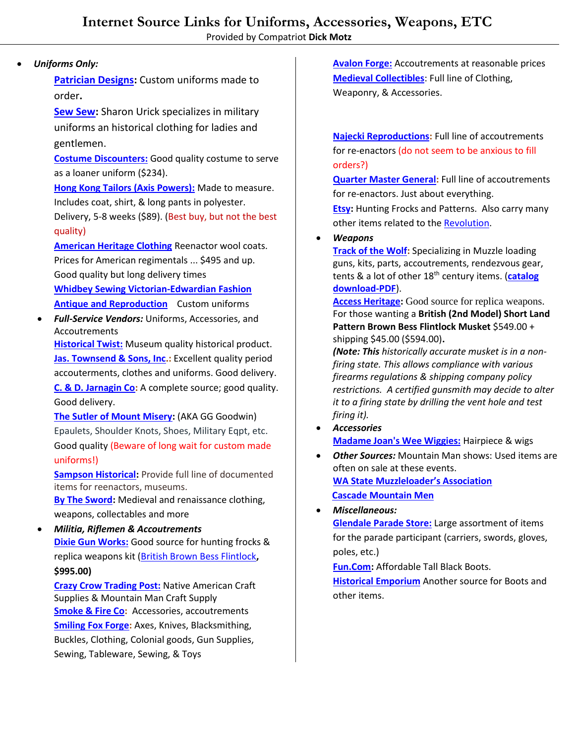# Internet Source Links for Uniforms, Accessories, Weapons, ETC

Provided by Compatriot **Dick Motz**

- ***Uniforms Only:***

  **Patrician Designs:** Custom uniforms made to order.

  **Sew Sew:** Sharon Urick specializes in military uniforms an historical clothing for ladies and gentlemen.

  **Costume Discounters:** Good quality costume to serve as a loaner uniform ($234).

  **Hong Kong Tailors (Axis Powers):** Made to measure. Includes coat, shirt, & long pants in polyester. Delivery, 5-8 weeks ($89). (Best buy, but not the best quality)

  **American Heritage Clothing** Reenactor wool coats. Prices for American regimentals ... $495 and up. Good quality but long delivery times

  **Whidbey Sewing Victorian-Edwardian Fashion**

  **Antique and Reproduction** Custom uniforms

- ***Full-Service Vendors:*** Uniforms, Accessories, and Accoutrements

  **Historical Twist:** Museum quality historical product.

  **Jas. Townsend & Sons, Inc.:** Excellent quality period accouterments, clothes and uniforms. Good delivery.

  **C. & D. Jarnagin Co:** A complete source; good quality. Good delivery.

  **The Sutler of Mount Misery:** (AKA GG Goodwin) Epaulets, Shoulder Knots, Shoes, Military Eqpt, etc. Good quality (Beware of long wait for custom made uniforms!)

  **Sampson Historical:** Provide full line of documented items for reenactors, museums.

  **By The Sword:** Medieval and renaissance clothing, weapons, collectables and more

- ***Militia, Riflemen & Accoutrements***

  **Dixie Gun Works:** Good source for hunting frocks & replica weapons kit (British Brown Bess Flintlock, **$995.00)**

  **Crazy Crow Trading Post:** Native American Craft Supplies & Mountain Man Craft Supply

  **Smoke & Fire Co:** Accessories, accoutrements

  **Smiling Fox Forge:** Axes, Knives, Blacksmithing, Buckles, Clothing, Colonial goods, Gun Supplies, Sewing, Tableware, Sewing, & Toys

  **Avalon Forge:** Accoutrements at reasonable prices

  **Medieval Collectibles:** Full line of Clothing, Weaponry, & Accessories.

  **Najecki Reproductions:** Full line of accoutrements for re-enactors (do not seem to be anxious to fill orders?)

  **Quarter Master General:** Full line of accoutrements for re-enactors. Just about everything.

  **Etsy:** Hunting Frocks and Patterns. Also carry many other items related to the Revolution.

- ***Weapons***

  **Track of the Wolf:** Specializing in Muzzle loading guns, kits, parts, accoutrements, rendezvous gear, tents & a lot of other 18th century items. (**catalog download-PDF**).

  **Access Heritage:** Good source for replica weapons. For those wanting a **British (2nd Model) Short Land Pattern Brown Bess Flintlock Musket** $549.00 + shipping $45.00 ($594.00)**.**

  ***(Note: This** historically accurate musket is in a non-firing state. This allows compliance with various firearms regulations & shipping company policy restrictions. A certified gunsmith may decide to alter it to a firing state by drilling the vent hole and test firing it).*

- ***Accessories***

  **Madame Joan's Wee Wiggies:** Hairpiece & wigs

- ***Other Sources:*** Mountain Man shows: Used items are often on sale at these events.

  **WA State Muzzleloader's Association**

  **Cascade Mountain Men**

- ***Miscellaneous:***

  **Glendale Parade Store:** Large assortment of items for the parade participant (carriers, swords, gloves, poles, etc.)

  **Fun.Com:** Affordable Tall Black Boots.

  **Historical Emporium** Another source for Boots and other items.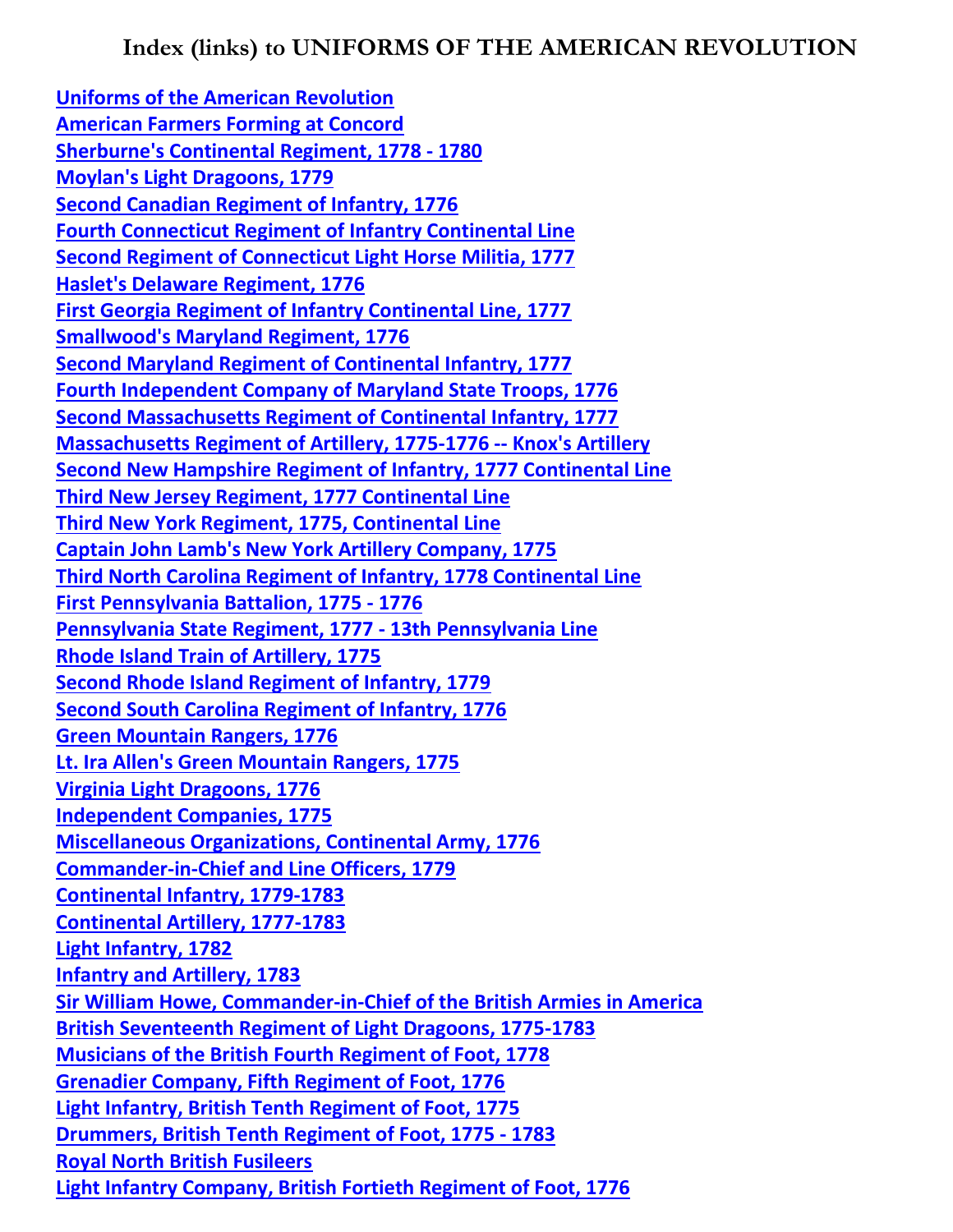# Index (links) to UNIFORMS OF THE AMERICAN REVOLUTION

Uniforms of the American Revolution
American Farmers Forming at Concord
Sherburne's Continental Regiment, 1778 - 1780
Moylan's Light Dragoons, 1779
Second Canadian Regiment of Infantry, 1776
Fourth Connecticut Regiment of Infantry Continental Line
Second Regiment of Connecticut Light Horse Militia, 1777
Haslet's Delaware Regiment, 1776
First Georgia Regiment of Infantry Continental Line, 1777
Smallwood's Maryland Regiment, 1776
Second Maryland Regiment of Continental Infantry, 1777
Fourth Independent Company of Maryland State Troops, 1776
Second Massachusetts Regiment of Continental Infantry, 1777
Massachusetts Regiment of Artillery, 1775-1776 -- Knox's Artillery
Second New Hampshire Regiment of Infantry, 1777 Continental Line
Third New Jersey Regiment, 1777 Continental Line
Third New York Regiment, 1775, Continental Line
Captain John Lamb's New York Artillery Company, 1775
Third North Carolina Regiment of Infantry, 1778 Continental Line
First Pennsylvania Battalion, 1775 - 1776
Pennsylvania State Regiment, 1777 - 13th Pennsylvania Line
Rhode Island Train of Artillery, 1775
Second Rhode Island Regiment of Infantry, 1779
Second South Carolina Regiment of Infantry, 1776
Green Mountain Rangers, 1776
Lt. Ira Allen's Green Mountain Rangers, 1775
Virginia Light Dragoons, 1776
Independent Companies, 1775
Miscellaneous Organizations, Continental Army, 1776
Commander-in-Chief and Line Officers, 1779
Continental Infantry, 1779-1783
Continental Artillery, 1777-1783
Light Infantry, 1782
Infantry and Artillery, 1783
Sir William Howe, Commander-in-Chief of the British Armies in America
British Seventeenth Regiment of Light Dragoons, 1775-1783
Musicians of the British Fourth Regiment of Foot, 1778
Grenadier Company, Fifth Regiment of Foot, 1776
Light Infantry, British Tenth Regiment of Foot, 1775
Drummers, British Tenth Regiment of Foot, 1775 - 1783
Royal North British Fusileers
Light Infantry Company, British Fortieth Regiment of Foot, 1776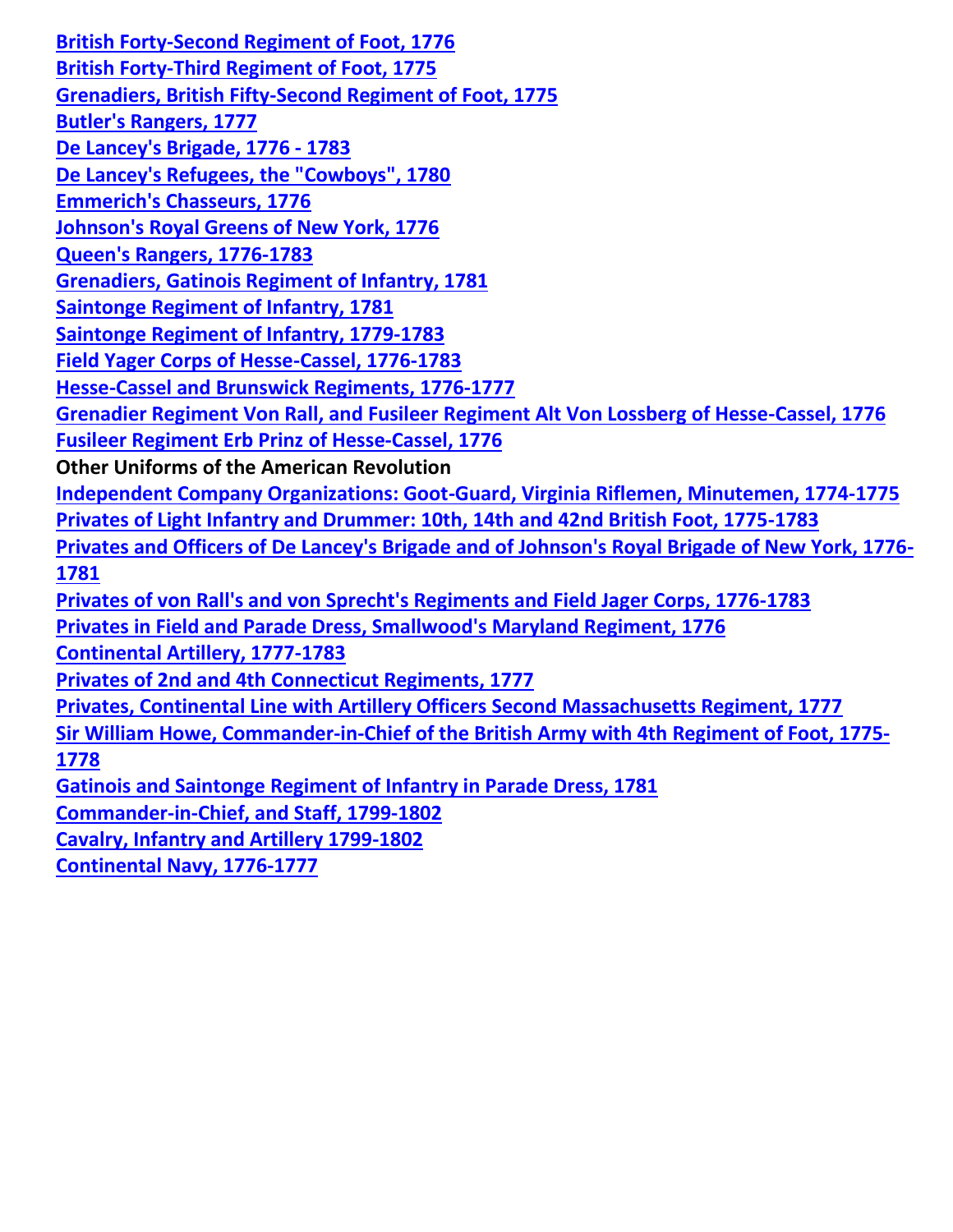**British Forty-Second Regiment of Foot, 1776**
**British Forty-Third Regiment of Foot, 1775**
**Grenadiers, British Fifty-Second Regiment of Foot, 1775**
**Butler's Rangers, 1777**
**De Lancey's Brigade, 1776 - 1783**
**De Lancey's Refugees, the "Cowboys", 1780**
**Emmerich's Chasseurs, 1776**
**Johnson's Royal Greens of New York, 1776**
**Queen's Rangers, 1776-1783**
**Grenadiers, Gatinois Regiment of Infantry, 1781**
**Saintonge Regiment of Infantry, 1781**
**Saintonge Regiment of Infantry, 1779-1783**
**Field Yager Corps of Hesse-Cassel, 1776-1783**
**Hesse-Cassel and Brunswick Regiments, 1776-1777**
**Grenadier Regiment Von Rall, and Fusileer Regiment Alt Von Lossberg of Hesse-Cassel, 1776**
**Fusileer Regiment Erb Prinz of Hesse-Cassel, 1776**

**Other Uniforms of the American Revolution**

**Independent Company Organizations: Goot-Guard, Virginia Riflemen, Minutemen, 1774-1775**
**Privates of Light Infantry and Drummer: 10th, 14th and 42nd British Foot, 1775-1783**
**Privates and Officers of De Lancey's Brigade and of Johnson's Royal Brigade of New York, 1776-1781**
**Privates of von Rall's and von Sprecht's Regiments and Field Jager Corps, 1776-1783**
**Privates in Field and Parade Dress, Smallwood's Maryland Regiment, 1776**
**Continental Artillery, 1777-1783**
**Privates of 2nd and 4th Connecticut Regiments, 1777**
**Privates, Continental Line with Artillery Officers Second Massachusetts Regiment, 1777**
**Sir William Howe, Commander-in-Chief of the British Army with 4th Regiment of Foot, 1775-1778**
**Gatinois and Saintonge Regiment of Infantry in Parade Dress, 1781**
**Commander-in-Chief, and Staff, 1799-1802**
**Cavalry, Infantry and Artillery 1799-1802**
**Continental Navy, 1776-1777**